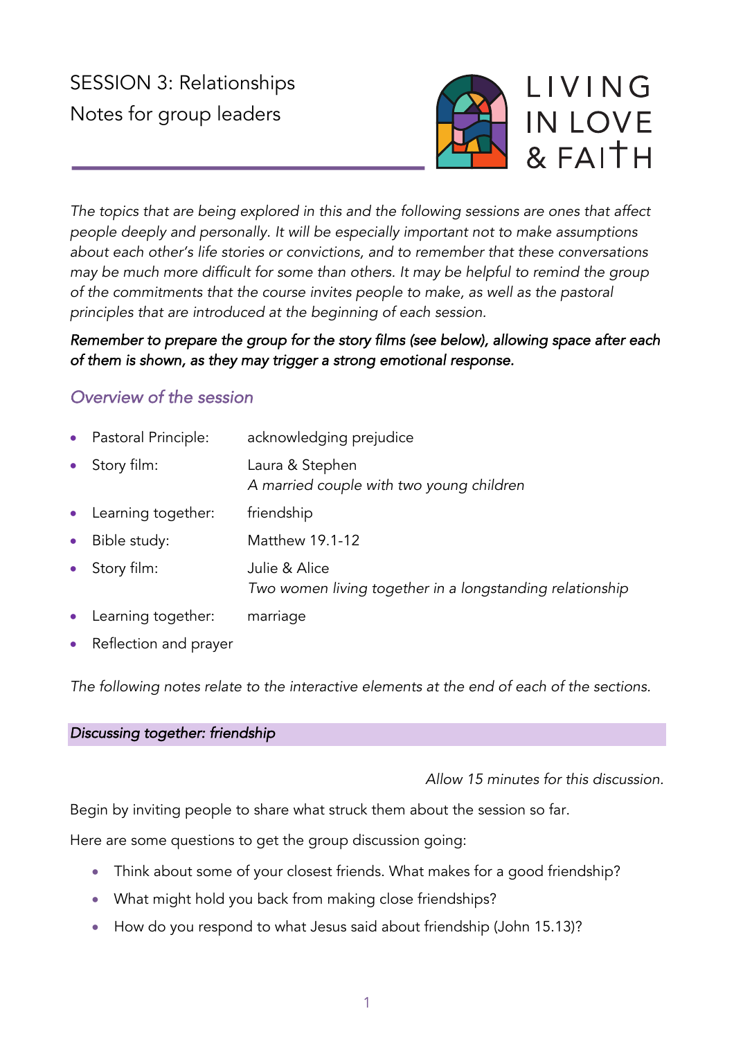# SESSION 3: Relationships

Notes for group leaders

LIVING IN LOVE & FAITH

*The topics that are being explored in this and the following sessions are ones that affect people deeply and personally. It will be especially important not to make assumptions about each other's life stories or convictions, and to remember that these conversations may be much more difficult for some than others. It may be helpful to remind the group of the commitments that the course invites people to make, as well as the pastoral principles that are introduced at the beginning of each session.*

***Remember to prepare the group for the story films (see below), allowing space after each of them is shown, as they may trigger a strong emotional response.***

## Overview of the session

- Pastoral Principle: acknowledging prejudice
- Story film: Laura & Stephen  
  *A married couple with two young children*
- Learning together: friendship
- Bible study: Matthew 19.1-12
- Story film: Julie & Alice  
  *Two women living together in a longstanding relationship*
- Learning together: marriage
- Reflection and prayer

*The following notes relate to the interactive elements at the end of each of the sections.*

### *Discussing together: friendship*

*Allow 15 minutes for this discussion.*

Begin by inviting people to share what struck them about the session so far.

Here are some questions to get the group discussion going:

- Think about some of your closest friends. What makes for a good friendship?
- What might hold you back from making close friendships?
- How do you respond to what Jesus said about friendship (John 15.13)?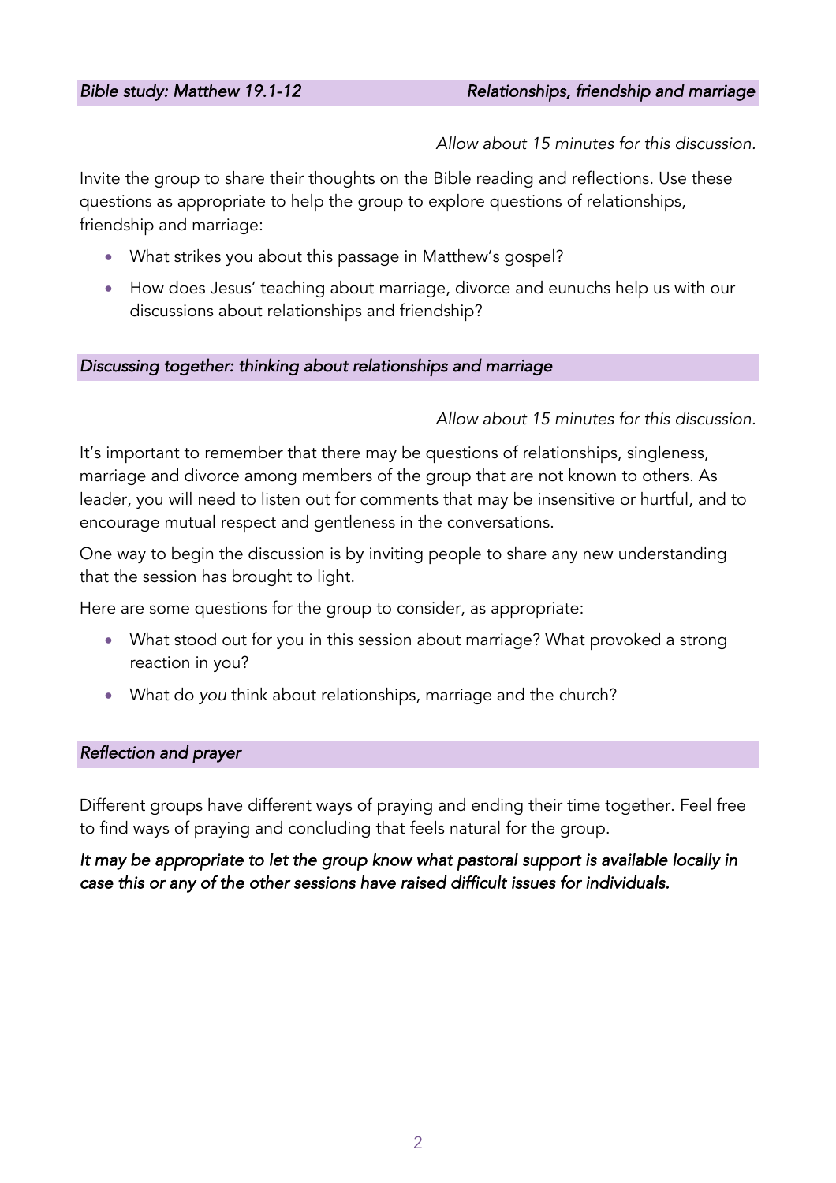## *Bible study: Matthew 19.1-12* — *Relationships, friendship and marriage*

*Allow about 15 minutes for this discussion.*

Invite the group to share their thoughts on the Bible reading and reflections. Use these questions as appropriate to help the group to explore questions of relationships, friendship and marriage:

- What strikes you about this passage in Matthew's gospel?
- How does Jesus' teaching about marriage, divorce and eunuchs help us with our discussions about relationships and friendship?

## *Discussing together: thinking about relationships and marriage*

*Allow about 15 minutes for this discussion.*

It's important to remember that there may be questions of relationships, singleness, marriage and divorce among members of the group that are not known to others. As leader, you will need to listen out for comments that may be insensitive or hurtful, and to encourage mutual respect and gentleness in the conversations.

One way to begin the discussion is by inviting people to share any new understanding that the session has brought to light.

Here are some questions for the group to consider, as appropriate:

- What stood out for you in this session about marriage? What provoked a strong reaction in you?
- What do *you* think about relationships, marriage and the church?

## *Reflection and prayer*

Different groups have different ways of praying and ending their time together. Feel free to find ways of praying and concluding that feels natural for the group.

*It may be appropriate to let the group know what pastoral support is available locally in case this or any of the other sessions have raised difficult issues for individuals.*